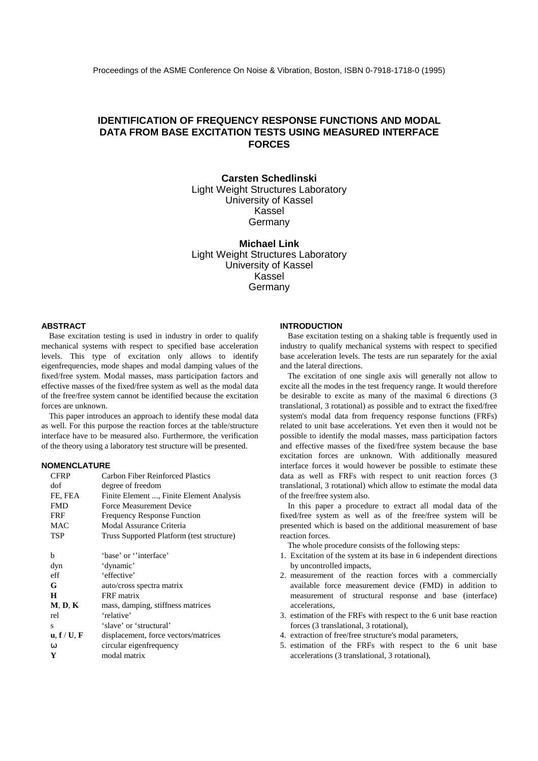Proceedings of the ASME Conference On Noise & Vibration, Boston, ISBN 0-7918-1718-0 (1995)

# IDENTIFICATION OF FREQUENCY RESPONSE FUNCTIONS AND MODAL DATA FROM BASE EXCITATION TESTS USING MEASURED INTERFACE FORCES

**Carsten Schedlinski**
Light Weight Structures Laboratory
University of Kassel
Kassel
Germany

**Michael Link**
Light Weight Structures Laboratory
University of Kassel
Kassel
Germany

## ABSTRACT

Base excitation testing is used in industry in order to qualify mechanical systems with respect to specified base acceleration levels. This type of excitation only allows to identify eigenfrequencies, mode shapes and modal damping values of the fixed/free system. Modal masses, mass participation factors and effective masses of the fixed/free system as well as the modal data of the free/free system cannot be identified because the excitation forces are unknown.

This paper introduces an approach to identify these modal data as well. For this purpose the reaction forces at the table/structure interface have to be measured also. Furthermore, the verification of the theory using a laboratory test structure will be presented.

## NOMENCLATURE

| | |
|---|---|
| CFRP | Carbon Fiber Reinforced Plastics |
| dof | degree of freedom |
| FE, FEA | Finite Element ..., Finite Element Analysis |
| FMD | Force Measurement Device |
| FRF | Frequency Response Function |
| MAC | Modal Assurance Criteria |
| TSP | Truss Supported Platform (test structure) |
| | |
| b | 'base' or ''interface' |
| dyn | 'dynamic' |
| eff | 'effective' |
| $\mathbf{G}$ | auto/cross spectra matrix |
| $\mathbf{H}$ | FRF matrix |
| $\mathbf{M}$, $\mathbf{D}$, $\mathbf{K}$ | mass, damping, stiffness matrices |
| rel | 'relative' |
| s | 'slave' or 'structural' |
| $\mathbf{u}$, $\mathbf{f}$ / $\mathbf{U}$, $\mathbf{F}$ | displacement, force vectors/matrices |
| $\omega$ | circular eigenfrequency |
| $\mathbf{Y}$ | modal matrix |

## INTRODUCTION

Base excitation testing on a shaking table is frequently used in industry to qualify mechanical systems with respect to specified base acceleration levels. The tests are run separately for the axial and the lateral directions.

The excitation of one single axis will generally not allow to excite all the modes in the test frequency range. It would therefore be desirable to excite as many of the maximal 6 directions (3 translational, 3 rotational) as possible and to extract the fixed/free system's modal data from frequency response functions (FRFs) related to unit base accelerations. Yet even then it would not be possible to identify the modal masses, mass participation factors and effective masses of the fixed/free system because the base excitation forces are unknown. With additionally measured interface forces it would however be possible to estimate these data as well as FRFs with respect to unit reaction forces (3 translational, 3 rotational) which allow to estimate the modal data of the free/free system also.

In this paper a procedure to extract all modal data of the fixed/free system as well as of the free/free system will be presented which is based on the additional measurement of base reaction forces.

The whole procedure consists of the following steps:

1. Excitation of the system at its base in 6 independent directions by uncontrolled impacts,
2. measurement of the reaction forces with a commercially available force measurement device (FMD) in addition to measurement of structural response and base (interface) accelerations,
3. estimation of the FRFs with respect to the 6 unit base reaction forces (3 translational, 3 rotational),
4. extraction of free/free structure's modal parameters,
5. estimation of the FRFs with respect to the 6 unit base accelerations (3 translational, 3 rotational),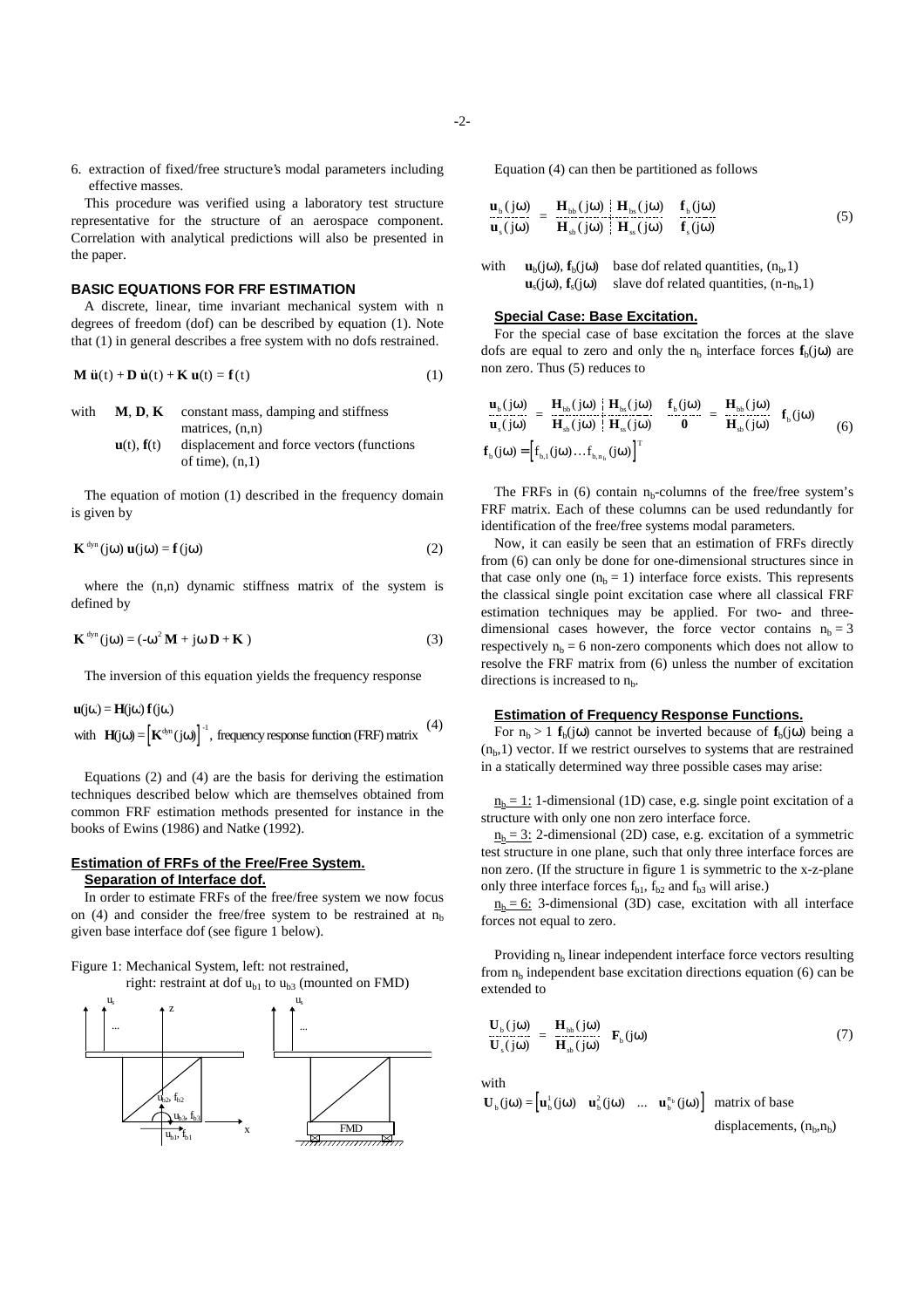6. extraction of fixed/free structure's modal parameters including effective masses.

This procedure was verified using a laboratory test structure representative for the structure of an aerospace component. Correlation with analytical predictions will also be presented in the paper.

## BASIC EQUATIONS FOR FRF ESTIMATION

A discrete, linear, time invariant mechanical system with n degrees of freedom (dof) can be described by equation (1). Note that (1) in general describes a free system with no dofs restrained.

$$\mathbf{M}\,\ddot{\mathbf{u}}(t) + \mathbf{D}\,\dot{\mathbf{u}}(t) + \mathbf{K}\,\mathbf{u}(t) = \mathbf{f}(t) \tag{1}$$

with $\mathbf{M}, \mathbf{D}, \mathbf{K}$ constant mass, damping and stiffness matrices, (n,n)
$\mathbf{u}(t), \mathbf{f}(t)$ displacement and force vectors (functions of time), (n,1)

The equation of motion (1) described in the frequency domain is given by

$$\mathbf{K}^{dyn}(j\omega)\,\mathbf{u}(j\omega) = \mathbf{f}(j\omega) \tag{2}$$

where the (n,n) dynamic stiffness matrix of the system is defined by

$$\mathbf{K}^{dyn}(j\omega) = (-\omega^2\,\mathbf{M} + j\omega\,\mathbf{D} + \mathbf{K}) \tag{3}$$

The inversion of this equation yields the frequency response

$$\mathbf{u}(j\omega) = \mathbf{H}(j\omega)\,\mathbf{f}(j\omega)$$
$$\text{with } \mathbf{H}(j\omega) = \left[\mathbf{K}^{dyn}(j\omega)\right]^{-1}, \text{ frequency response function (FRF) matrix} \tag{4}$$

Equations (2) and (4) are the basis for deriving the estimation techniques described below which are themselves obtained from common FRF estimation methods presented for instance in the books of Ewins (1986) and Natke (1992).

### Estimation of FRFs of the Free/Free System. Separation of Interface dof.

In order to estimate FRFs of the free/free system we now focus on (4) and consider the free/free system to be restrained at $n_b$ given base interface dof (see figure 1 below).

Figure 1: Mechanical System, left: not restrained, right: restraint at dof $u_{b1}$ to $u_{b3}$ (mounted on FMD)

Equation (4) can then be partitioned as follows

$$\begin{bmatrix} \mathbf{u}_b(j\omega) \\ \mathbf{u}_s(j\omega) \end{bmatrix} = \begin{bmatrix} \mathbf{H}_{bb}(j\omega) & \mathbf{H}_{bs}(j\omega) \\ \mathbf{H}_{sb}(j\omega) & \mathbf{H}_{ss}(j\omega) \end{bmatrix} \begin{bmatrix} \mathbf{f}_b(j\omega) \\ \mathbf{f}_s(j\omega) \end{bmatrix} \tag{5}$$

with $\mathbf{u}_b(j\omega), \mathbf{f}_b(j\omega)$ base dof related quantities, $(n_b,1)$
$\mathbf{u}_s(j\omega), \mathbf{f}_s(j\omega)$ slave dof related quantities, $(n\text{-}n_b,1)$

#### Special Case: Base Excitation.

For the special case of base excitation the forces at the slave dofs are equal to zero and only the $n_b$ interface forces $\mathbf{f}_b(j\omega)$ are non zero. Thus (5) reduces to

$$\begin{bmatrix} \mathbf{u}_b(j\omega) \\ \mathbf{u}_s(j\omega) \end{bmatrix} = \begin{bmatrix} \mathbf{H}_{bb}(j\omega) & \mathbf{H}_{bs}(j\omega) \\ \mathbf{H}_{sb}(j\omega) & \mathbf{H}_{ss}(j\omega) \end{bmatrix} \begin{bmatrix} \mathbf{f}_b(j\omega) \\ \mathbf{0} \end{bmatrix} = \begin{bmatrix} \mathbf{H}_{bb}(j\omega) \\ \mathbf{H}_{sb}(j\omega) \end{bmatrix} \mathbf{f}_b(j\omega)$$
$$\mathbf{f}_b(j\omega) = \left[f_{b,1}(j\omega) \ldots f_{b,n_b}(j\omega)\right]^T \tag{6}$$

The FRFs in (6) contain $n_b$-columns of the free/free system's FRF matrix. Each of these columns can be used redundantly for identification of the free/free systems modal parameters.

Now, it can easily be seen that an estimation of FRFs directly from (6) can only be done for one-dimensional structures since in that case only one ($n_b = 1$) interface force exists. This represents the classical single point excitation case where all classical FRF estimation techniques may be applied. For two- and three-dimensional cases however, the force vector contains $n_b = 3$ respectively $n_b = 6$ non-zero components which does not allow to resolve the FRF matrix from (6) unless the number of excitation directions is increased to $n_b$.

#### Estimation of Frequency Response Functions.

For $n_b > 1$ $\mathbf{f}_b(j\omega)$ cannot be inverted because of $\mathbf{f}_b(j\omega)$ being a $(n_b,1)$ vector. If we restrict ourselves to systems that are restrained in a statically determined way three possible cases may arise:

$n_b = 1$: 1-dimensional (1D) case, e.g. single point excitation of a structure with only one non zero interface force.

$n_b = 3$: 2-dimensional (2D) case, e.g. excitation of a symmetric test structure in one plane, such that only three interface forces are non zero. (If the structure in figure 1 is symmetric to the x-z-plane only three interface forces $f_{b1}$, $f_{b2}$ and $f_{b3}$ will arise.)

$n_b = 6$: 3-dimensional (3D) case, excitation with all interface forces not equal to zero.

Providing $n_b$ linear independent interface force vectors resulting from $n_b$ independent base excitation directions equation (6) can be extended to

$$\begin{bmatrix} \mathbf{U}_b(j\omega) \\ \mathbf{U}_s(j\omega) \end{bmatrix} = \begin{bmatrix} \mathbf{H}_{bb}(j\omega) \\ \mathbf{H}_{sb}(j\omega) \end{bmatrix} \mathbf{F}_b(j\omega) \tag{7}$$

with

$\mathbf{U}_b(j\omega) = \left[\mathbf{u}_b^1(j\omega) \quad \mathbf{u}_b^2(j\omega) \quad \ldots \quad \mathbf{u}_b^{n_b}(j\omega)\right]$ matrix of base displacements, $(n_b,n_b)$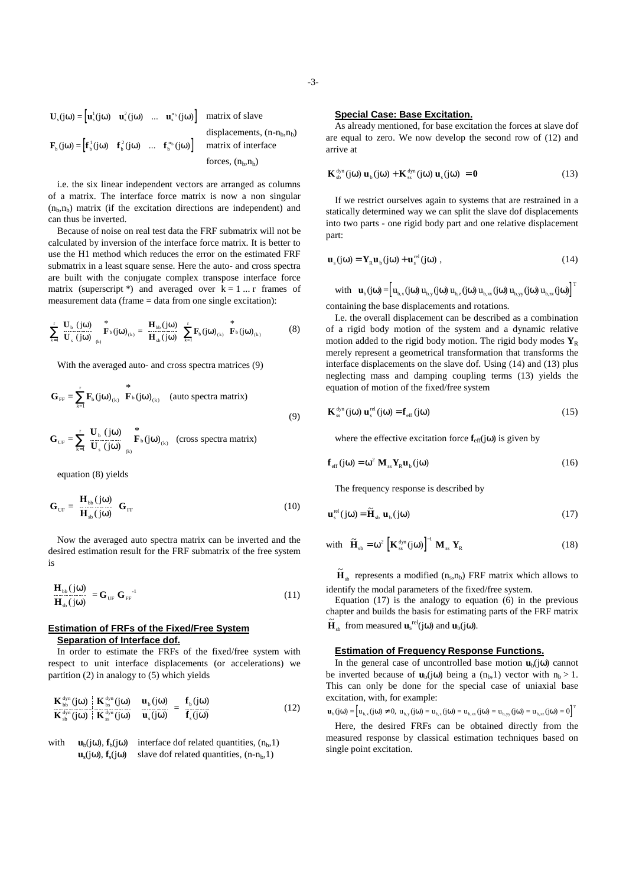$\mathbf{U}_s(j\omega) = \left[\mathbf{u}_s^1(j\omega) \quad \mathbf{u}_s^2(j\omega) \quad \ldots \quad \mathbf{u}_s^{n_b}(j\omega)\right]$ matrix of slave displacements, $(n\text{-}n_b,n_b)$

$\mathbf{F}_b(j\omega) = \left[\mathbf{f}_b^1(j\omega) \quad \mathbf{f}_b^2(j\omega) \quad \ldots \quad \mathbf{f}_b^{n_b}(j\omega)\right]$ matrix of interface forces, $(n_b,n_b)$

i.e. the six linear independent vectors are arranged as columns of a matrix. The interface force matrix is now a non singular $(n_b,n_b)$ matrix (if the excitation directions are independent) and can thus be inverted.

Because of noise on real test data the FRF submatrix will not be calculated by inversion of the interface force matrix. It is better to use the H1 method which reduces the error on the estimated FRF submatrix in a least square sense. Here the auto- and cross spectra are built with the conjugate complex transpose interface force matrix (superscript \*) and averaged over $k = 1 \ldots r$ frames of measurement data (frame = data from one single excitation):

$$\sum_{k=1}^{r} \left[\begin{array}{c} \mathbf{U}_b(j\omega) \\ \hdashline \mathbf{U}_s(j\omega) \end{array}\right]_{(k)} \overset{*}{\mathbf{F}}_b(j\omega)_{(k)} = \left[\begin{array}{c} \mathbf{H}_{bb}(j\omega) \\ \hdashline \mathbf{H}_{sb}(j\omega) \end{array}\right] \sum_{k=1}^{r} \mathbf{F}_b(j\omega)_{(k)} \overset{*}{\mathbf{F}}_b(j\omega)_{(k)} \tag{8}$$

With the averaged auto- and cross spectra matrices (9)

$$\mathbf{G}_{FF} = \sum_{k=1}^{r} \mathbf{F}_b(j\omega)_{(k)} \overset{*}{\mathbf{F}}_b(j\omega)_{(k)} \quad \text{(auto spectra matrix)}$$

$$\mathbf{G}_{UF} = \sum_{k=1}^{r} \left[\begin{array}{c} \mathbf{U}_b(j\omega) \\ \hdashline \mathbf{U}_s(j\omega) \end{array}\right]_{(k)} \overset{*}{\mathbf{F}}_b(j\omega)_{(k)} \quad \text{(cross spectra matrix)} \tag{9}$$

equation (8) yields

$$\mathbf{G}_{UF} = \left[\begin{array}{c} \mathbf{H}_{bb}(j\omega) \\ \hdashline \mathbf{H}_{sb}(j\omega) \end{array}\right] \mathbf{G}_{FF} \tag{10}$$

Now the averaged auto spectra matrix can be inverted and the desired estimation result for the FRF submatrix of the free system is

$$\left[\begin{array}{c} \mathbf{H}_{bb}(j\omega) \\ \hdashline \mathbf{H}_{sb}(j\omega) \end{array}\right] = \mathbf{G}_{UF}\, \mathbf{G}_{FF}^{-1} \tag{11}$$

## Estimation of FRFs of the Fixed/Free System

### Separation of Interface dof.

In order to estimate the FRFs of the fixed/free system with respect to unit interface displacements (or accelerations) we partition (2) in analogy to (5) which yields

$$\left[\begin{array}{c:c} \mathbf{K}_{bb}^{dyn}(j\omega) & \mathbf{K}_{bs}^{dyn}(j\omega) \\ \hdashline \mathbf{K}_{sb}^{dyn}(j\omega) & \mathbf{K}_{ss}^{dyn}(j\omega) \end{array}\right] \left[\begin{array}{c} \mathbf{u}_b(j\omega) \\ \hdashline \mathbf{u}_s(j\omega) \end{array}\right] = \left[\begin{array}{c} \mathbf{f}_b(j\omega) \\ \hdashline \mathbf{f}_s(j\omega) \end{array}\right] \tag{12}$$

with $\mathbf{u}_b(j\omega)$, $\mathbf{f}_b(j\omega)$ interface dof related quantities, $(n_b,1)$
$\mathbf{u}_s(j\omega)$, $\mathbf{f}_s(j\omega)$ slave dof related quantities, $(n\text{-}n_b,1)$

### Special Case: Base Excitation.

As already mentioned, for base excitation the forces at slave dof are equal to zero. We now develop the second row of (12) and arrive at

$$\mathbf{K}_{sb}^{dyn}(j\omega)\, \mathbf{u}_b(j\omega) + \mathbf{K}_{ss}^{dyn}(j\omega)\, \mathbf{u}_s(j\omega) = \mathbf{0} \tag{13}$$

If we restrict ourselves again to systems that are restrained in a statically determined way we can split the slave dof displacements into two parts - one rigid body part and one relative displacement part:

$$\mathbf{u}_s(j\omega) = \mathbf{Y}_R \mathbf{u}_b(j\omega) + \mathbf{u}_s^{rel}(j\omega)\,, \tag{14}$$

with $\mathbf{u}_b(j\omega) = \left[u_{b,x}(j\omega)\; u_{b,y}(j\omega)\; u_{b,z}(j\omega)\; u_{b,xx}(j\omega)\; u_{b,yy}(j\omega)\; u_{b,zz}(j\omega)\right]^T$
containing the base displacements and rotations.

I.e. the overall displacement can be described as a combination of a rigid body motion of the system and a dynamic relative motion added to the rigid body motion. The rigid body modes $\mathbf{Y}_R$ merely represent a geometrical transformation that transforms the interface displacements on the slave dof. Using (14) and (13) plus neglecting mass and damping coupling terms (13) yields the equation of motion of the fixed/free system

$$\mathbf{K}_{ss}^{dyn}(j\omega)\, \mathbf{u}_s^{rel}(j\omega) = \mathbf{f}_{eff}(j\omega) \tag{15}$$

where the effective excitation force $\mathbf{f}_{eff}(j\omega)$ is given by

$$\mathbf{f}_{eff}(j\omega) = \omega^2\, \mathbf{M}_{ss} \mathbf{Y}_R \mathbf{u}_b(j\omega) \tag{16}$$

The frequency response is described by

$$\mathbf{u}_s^{rel}(j\omega) = \tilde{\mathbf{H}}_{sb}\, \mathbf{u}_b(j\omega) \tag{17}$$

$$\text{with} \quad \tilde{\mathbf{H}}_{sb} = \omega^2 \left[\mathbf{K}_{ss}^{dyn}(j\omega)\right]^{-1} \mathbf{M}_{ss}\, \mathbf{Y}_R \tag{18}$$

$\tilde{\mathbf{H}}_{sb}$ represents a modified $(n_s,n_b)$ FRF matrix which allows to identify the modal parameters of the fixed/free system.

Equation (17) is the analogy to equation (6) in the previous chapter and builds the basis for estimating parts of the FRF matrix $\tilde{\mathbf{H}}_{sb}$ from measured $\mathbf{u}_s^{rel}(j\omega)$ and $\mathbf{u}_b(j\omega)$.

### Estimation of Frequency Response Functions.

In the general case of uncontrolled base motion $\mathbf{u}_b(j\omega)$ cannot be inverted because of $\mathbf{u}_b(j\omega)$ being a $(n_b,1)$ vector with $n_b > 1$. This can only be done for the special case of uniaxial base excitation, with, for example:

$\mathbf{u}_b(j\omega) = \left[u_{b,x}(j\omega) \neq 0,\; u_{b,y}(j\omega) = u_{b,z}(j\omega) = u_{b,xx}(j\omega) = u_{b,yy}(j\omega) = u_{b,zz}(j\omega) = 0\right]^T$

Here, the desired FRFs can be obtained directly from the measured response by classical estimation techniques based on single point excitation.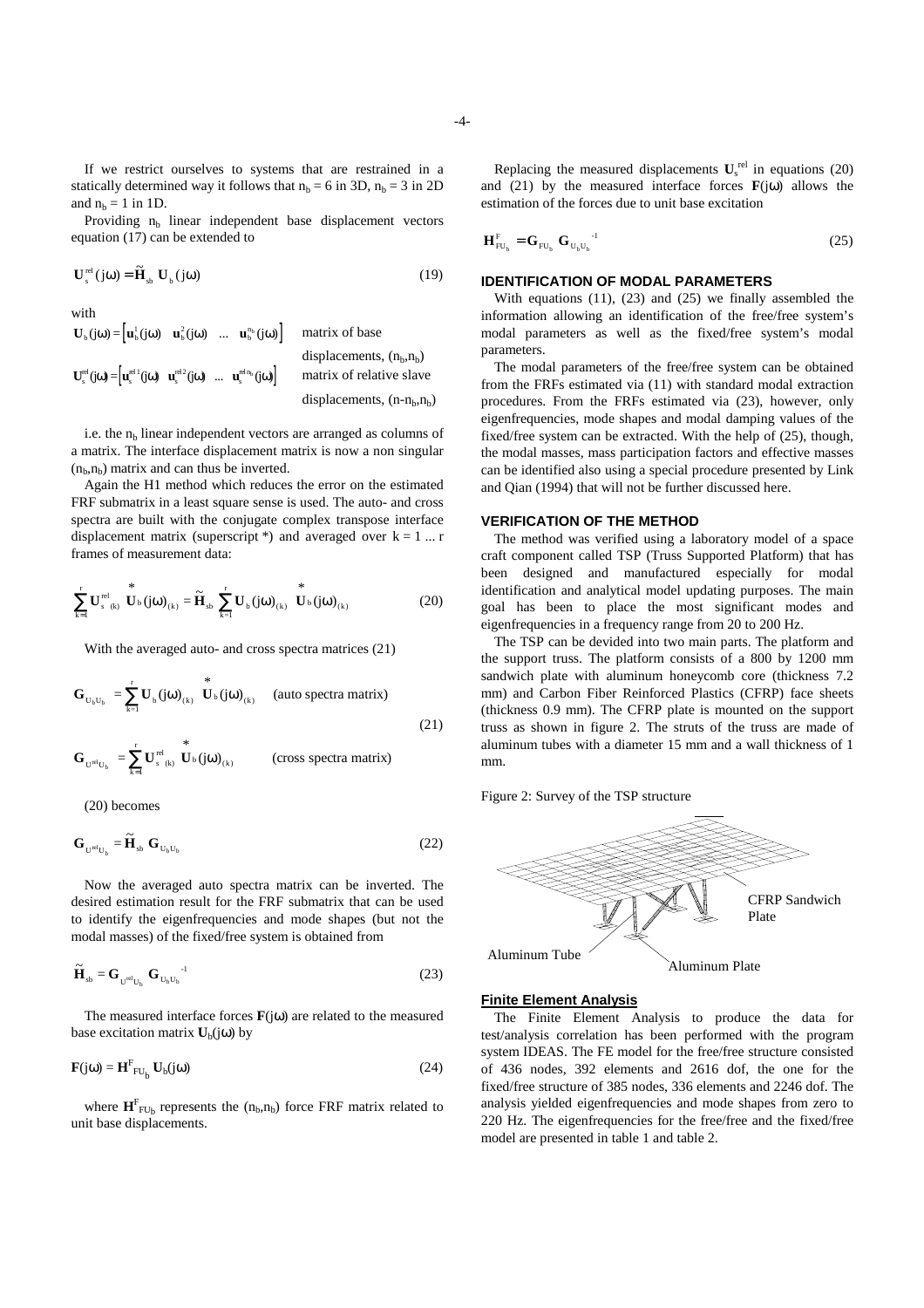If we restrict ourselves to systems that are restrained in a statically determined way it follows that $n_b = 6$ in 3D, $n_b = 3$ in 2D and $n_b = 1$ in 1D.

Providing $n_b$ linear independent base displacement vectors equation (17) can be extended to

$$\mathbf{U}_s^{rel}(j\omega) = \tilde{\mathbf{H}}_{sb}\,\mathbf{U}_b(j\omega) \tag{19}$$

with

$\mathbf{U}_b(j\omega) = \left[\mathbf{u}_b^1(j\omega) \quad \mathbf{u}_b^2(j\omega) \quad \ldots \quad \mathbf{u}_b^{n_b}(j\omega)\right]$ matrix of base displacements, $(n_b,n_b)$

$\mathbf{U}_s^{rel}(j\omega) = \left[\mathbf{u}_s^{rel\,1}(j\omega) \quad \mathbf{u}_s^{rel\,2}(j\omega) \quad \ldots \quad \mathbf{u}_s^{rel\,n_b}(j\omega)\right]$ matrix of relative slave displacements, $(n-n_b,n_b)$

i.e. the $n_b$ linear independent vectors are arranged as columns of a matrix. The interface displacement matrix is now a non singular $(n_b,n_b)$ matrix and can thus be inverted.

Again the H1 method which reduces the error on the estimated FRF submatrix in a least square sense is used. The auto- and cross spectra are built with the conjugate complex transpose interface displacement matrix (superscript \*) and averaged over $k = 1 \ldots r$ frames of measurement data:

$$\sum_{k=1}^{r} \mathbf{U}_{s\,(k)}^{rel}\,\overset{*}{\mathbf{U}}_b(j\omega)_{(k)} = \tilde{\mathbf{H}}_{sb} \sum_{k=1}^{r} \mathbf{U}_b(j\omega)_{(k)}\,\overset{*}{\mathbf{U}}_b(j\omega)_{(k)} \tag{20}$$

With the averaged auto- and cross spectra matrices (21)

$$\mathbf{G}_{U_bU_b} = \sum_{k=1}^{r} \mathbf{U}_b(j\omega)_{(k)}\,\overset{*}{\mathbf{U}}_b(j\omega)_{(k)} \quad \text{(auto spectra matrix)}$$

$$\mathbf{G}_{U^{rel}U_b} = \sum_{k=1}^{r} \mathbf{U}_{s\,(k)}^{rel}\,\overset{*}{\mathbf{U}}_b(j\omega)_{(k)} \quad \text{(cross spectra matrix)} \tag{21}$$

(20) becomes

$$\mathbf{G}_{U^{rel}U_b} = \tilde{\mathbf{H}}_{sb}\,\mathbf{G}_{U_bU_b} \tag{22}$$

Now the averaged auto spectra matrix can be inverted. The desired estimation result for the FRF submatrix that can be used to identify the eigenfrequencies and mode shapes (but not the modal masses) of the fixed/free system is obtained from

$$\tilde{\mathbf{H}}_{sb} = \mathbf{G}_{U^{rel}U_b}\,\mathbf{G}_{U_bU_b}^{-1} \tag{23}$$

The measured interface forces $\mathbf{F}(j\omega)$ are related to the measured base excitation matrix $\mathbf{U}_b(j\omega)$ by

$$\mathbf{F}(j\omega) = \mathbf{H}_{FU_b}^{F}\,\mathbf{U}_b(j\omega) \tag{24}$$

where $\mathbf{H}_{FU_b}^{F}$ represents the $(n_b,n_b)$ force FRF matrix related to unit base displacements.

Replacing the measured displacements $\mathbf{U}_s^{rel}$ in equations (20) and (21) by the measured interface forces $\mathbf{F}(j\omega)$ allows the estimation of the forces due to unit base excitation

$$\mathbf{H}_{FU_b}^{F} = \mathbf{G}_{FU_b}\,\mathbf{G}_{U_bU_b}^{-1} \tag{25}$$

## IDENTIFICATION OF MODAL PARAMETERS

With equations (11), (23) and (25) we finally assembled the information allowing an identification of the free/free system's modal parameters as well as the fixed/free system's modal parameters.

The modal parameters of the free/free system can be obtained from the FRFs estimated via (11) with standard modal extraction procedures. From the FRFs estimated via (23), however, only eigenfrequencies, mode shapes and modal damping values of the fixed/free system can be extracted. With the help of (25), though, the modal masses, mass participation factors and effective masses can be identified also using a special procedure presented by Link and Qian (1994) that will not be further discussed here.

## VERIFICATION OF THE METHOD

The method was verified using a laboratory model of a space craft component called TSP (Truss Supported Platform) that has been designed and manufactured especially for modal identification and analytical model updating purposes. The main goal has been to place the most significant modes and eigenfrequencies in a frequency range from 20 to 200 Hz.

The TSP can be devided into two main parts. The platform and the support truss. The platform consists of a 800 by 1200 mm sandwich plate with aluminum honeycomb core (thickness 7.2 mm) and Carbon Fiber Reinforced Plastics (CFRP) face sheets (thickness 0.9 mm). The CFRP plate is mounted on the support truss as shown in figure 2. The struts of the truss are made of aluminum tubes with a diameter 15 mm and a wall thickness of 1 mm.

Figure 2: Survey of the TSP structure

CFRP Sandwich Plate

Aluminum Tube

Aluminum Plate

### Finite Element Analysis

The Finite Element Analysis to produce the data for test/analysis correlation has been performed with the program system IDEAS. The FE model for the free/free structure consisted of 436 nodes, 392 elements and 2616 dof, the one for the fixed/free structure of 385 nodes, 336 elements and 2246 dof. The analysis yielded eigenfrequencies and mode shapes from zero to 220 Hz. The eigenfrequencies for the free/free and the fixed/free model are presented in table 1 and table 2.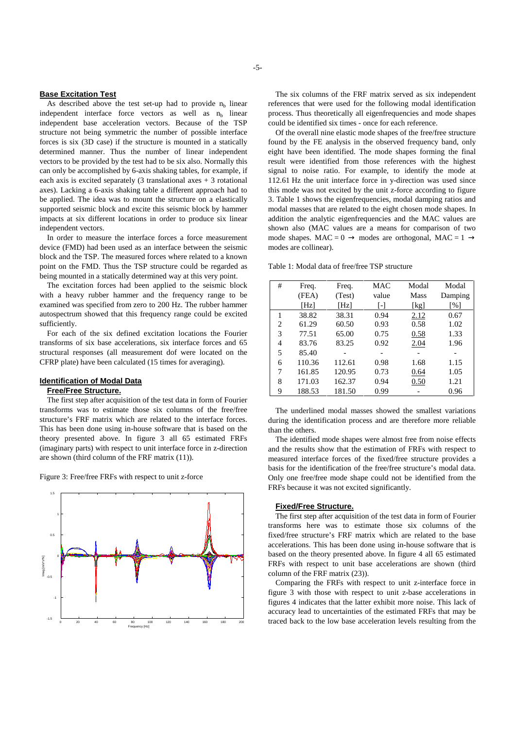## Base Excitation Test

As described above the test set-up had to provide $n_b$ linear independent interface force vectors as well as $n_b$ linear independent base acceleration vectors. Because of the TSP structure not being symmetric the number of possible interface forces is six (3D case) if the structure is mounted in a statically determined manner. Thus the number of linear independent vectors to be provided by the test had to be six also. Normally this can only be accomplished by 6-axis shaking tables, for example, if each axis is excited separately (3 translational axes + 3 rotational axes). Lacking a 6-axis shaking table a different approach had to be applied. The idea was to mount the structure on a elastically supported seismic block and excite this seismic block by hammer impacts at six different locations in order to produce six linear independent vectors.

In order to measure the interface forces a force measurement device (FMD) had been used as an interface between the seismic block and the TSP. The measured forces where related to a known point on the FMD. Thus the TSP structure could be regarded as being mounted in a statically determined way at this very point.

The excitation forces had been applied to the seismic block with a heavy rubber hammer and the frequency range to be examined was specified from zero to 200 Hz. The rubber hammer autospectrum showed that this frequency range could be excited sufficiently.

For each of the six defined excitation locations the Fourier transforms of six base accelerations, six interface forces and 65 structural responses (all measurement dof were located on the CFRP plate) have been calculated (15 times for averaging).

## Identification of Modal Data

### Free/Free Structure.

The first step after acquisition of the test data in form of Fourier transforms was to estimate those six columns of the free/free structure's FRF matrix which are related to the interface forces. This has been done using in-house software that is based on the theory presented above. In figure 3 all 65 estimated FRFs (imaginary parts) with respect to unit interface force in z-direction are shown (third column of the FRF matrix (11)).

Figure 3: Free/free FRFs with respect to unit z-force

The six columns of the FRF matrix served as six independent references that were used for the following modal identification process. Thus theoretically all eigenfrequencies and mode shapes could be identified six times - once for each reference.

Of the overall nine elastic mode shapes of the free/free structure found by the FE analysis in the observed frequency band, only eight have been identified. The mode shapes forming the final result were identified from those references with the highest signal to noise ratio. For example, to identify the mode at 112.61 Hz the unit interface force in y-direction was used since this mode was not excited by the unit z-force according to figure 3. Table 1 shows the eigenfrequencies, modal damping ratios and modal masses that are related to the eight chosen mode shapes. In addition the analytic eigenfrequencies and the MAC values are shown also (MAC values are a means for comparison of two mode shapes. MAC = 0 → modes are orthogonal, MAC = 1 → modes are collinear).

Table 1: Modal data of free/free TSP structure

| # | Freq. (FEA) [Hz] | Freq. (Test) [Hz] | MAC value [-] | Modal Mass [kg] | Modal Damping [%] |
|---|---|---|---|---|---|
| 1 | 38.82 | 38.31 | 0.94 | <u>2.12</u> | 0.67 |
| 2 | 61.29 | 60.50 | 0.93 | 0.58 | 1.02 |
| 3 | 77.51 | 65.00 | 0.75 | <u>0.58</u> | 1.33 |
| 4 | 83.76 | 83.25 | 0.92 | <u>2.04</u> | 1.96 |
| 5 | 85.40 | - | - | - | - |
| 6 | 110.36 | 112.61 | 0.98 | 1.68 | 1.15 |
| 7 | 161.85 | 120.95 | 0.73 | <u>0.64</u> | 1.05 |
| 8 | 171.03 | 162.37 | 0.94 | <u>0.50</u> | 1.21 |
| 9 | 188.53 | 181.50 | 0.99 | - | 0.96 |

The underlined modal masses showed the smallest variations during the identification process and are therefore more reliable than the others.

The identified mode shapes were almost free from noise effects and the results show that the estimation of FRFs with respect to measured interface forces of the fixed/free structure provides a basis for the identification of the free/free structure's modal data. Only one free/free mode shape could not be identified from the FRFs because it was not excited significantly.

### Fixed/Free Structure.

The first step after acquisition of the test data in form of Fourier transforms here was to estimate those six columns of the fixed/free structure's FRF matrix which are related to the base accelerations. This has been done using in-house software that is based on the theory presented above. In figure 4 all 65 estimated FRFs with respect to unit base accelerations are shown (third column of the FRF matrix (23)).

Comparing the FRFs with respect to unit z-interface force in figure 3 with those with respect to unit z-base accelerations in figures 4 indicates that the latter exhibit more noise. This lack of accuracy lead to uncertainties of the estimated FRFs that may be traced back to the low base acceleration levels resulting from the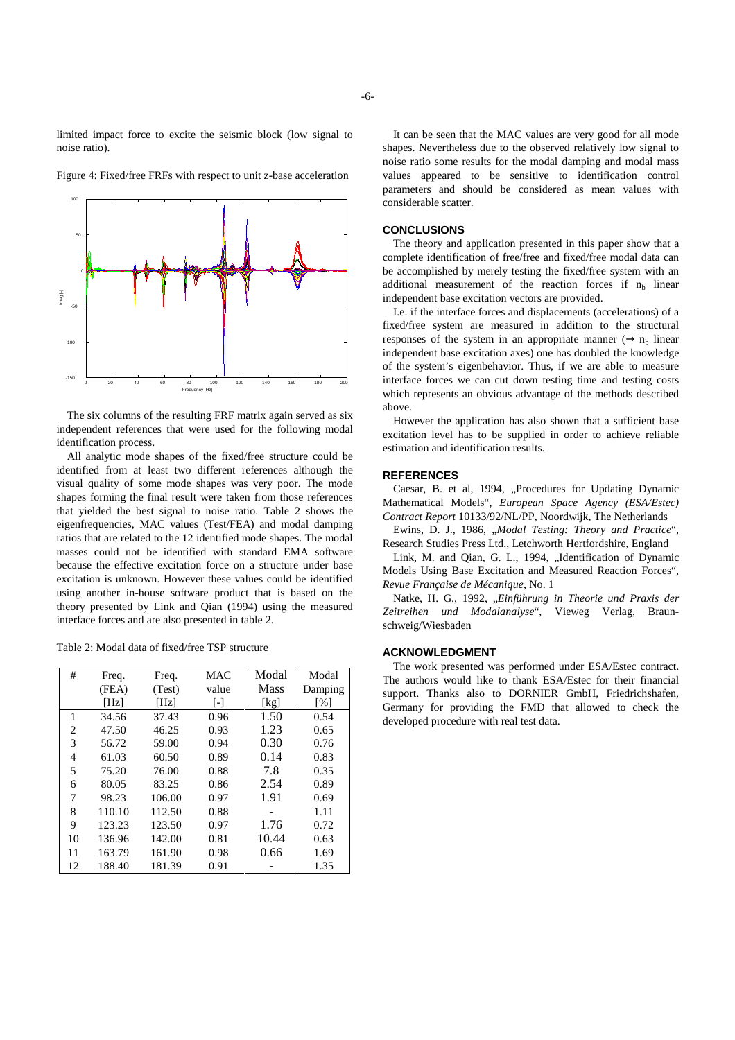limited impact force to excite the seismic block (low signal to noise ratio).

Figure 4: Fixed/free FRFs with respect to unit z-base acceleration

100
50
0
-50
-100
-150
Imag [-]
0 20 40 60 80 100 120 140 160 180 200
Frequency [Hz]

The six columns of the resulting FRF matrix again served as six independent references that were used for the following modal identification process.

All analytic mode shapes of the fixed/free structure could be identified from at least two different references although the visual quality of some mode shapes was very poor. The mode shapes forming the final result were taken from those references that yielded the best signal to noise ratio. Table 2 shows the eigenfrequencies, MAC values (Test/FEA) and modal damping ratios that are related to the 12 identified mode shapes. The modal masses could not be identified with standard EMA software because the effective excitation force on a structure under base excitation is unknown. However these values could be identified using another in-house software product that is based on the theory presented by Link and Qian (1994) using the measured interface forces and are also presented in table 2.

Table 2: Modal data of fixed/free TSP structure

| # | Freq. (FEA) [Hz] | Freq. (Test) [Hz] | MAC value [-] | Modal Mass [kg] | Modal Damping [%] |
|---|---|---|---|---|---|
| 1 | 34.56 | 37.43 | 0.96 | 1.50 | 0.54 |
| 2 | 47.50 | 46.25 | 0.93 | 1.23 | 0.65 |
| 3 | 56.72 | 59.00 | 0.94 | 0.30 | 0.76 |
| 4 | 61.03 | 60.50 | 0.89 | 0.14 | 0.83 |
| 5 | 75.20 | 76.00 | 0.88 | 7.8 | 0.35 |
| 6 | 80.05 | 83.25 | 0.86 | 2.54 | 0.89 |
| 7 | 98.23 | 106.00 | 0.97 | 1.91 | 0.69 |
| 8 | 110.10 | 112.50 | 0.88 | - | 1.11 |
| 9 | 123.23 | 123.50 | 0.97 | 1.76 | 0.72 |
| 10 | 136.96 | 142.00 | 0.81 | 10.44 | 0.63 |
| 11 | 163.79 | 161.90 | 0.98 | 0.66 | 1.69 |
| 12 | 188.40 | 181.39 | 0.91 | - | 1.35 |

It can be seen that the MAC values are very good for all mode shapes. Nevertheless due to the observed relatively low signal to noise ratio some results for the modal damping and modal mass values appeared to be sensitive to identification control parameters and should be considered as mean values with considerable scatter.

## CONCLUSIONS

The theory and application presented in this paper show that a complete identification of free/free and fixed/free modal data can be accomplished by merely testing the fixed/free system with an additional measurement of the reaction forces if $n_b$ linear independent base excitation vectors are provided.

I.e. if the interface forces and displacements (accelerations) of a fixed/free system are measured in addition to the structural responses of the system in an appropriate manner ($\rightarrow$ $n_b$ linear independent base excitation axes) one has doubled the knowledge of the system's eigenbehavior. Thus, if we are able to measure interface forces we can cut down testing time and testing costs which represents an obvious advantage of the methods described above.

However the application has also shown that a sufficient base excitation level has to be supplied in order to achieve reliable estimation and identification results.

## REFERENCES

Caesar, B. et al, 1994, „Procedures for Updating Dynamic Mathematical Models", *European Space Agency (ESA/Estec) Contract Report* 10133/92/NL/PP, Noordwijk, The Netherlands

Ewins, D. J., 1986, „*Modal Testing: Theory and Practice*", Research Studies Press Ltd., Letchworth Hertfordshire, England

Link, M. and Qian, G. L., 1994, „Identification of Dynamic Models Using Base Excitation and Measured Reaction Forces", *Revue Française de Mécanique*, No. 1

Natke, H. G., 1992, „*Einführung in Theorie und Praxis der Zeitreihen und Modalanalyse*", Vieweg Verlag, Braunschweig/Wiesbaden

## ACKNOWLEDGMENT

The work presented was performed under ESA/Estec contract. The authors would like to thank ESA/Estec for their financial support. Thanks also to DORNIER GmbH, Friedrichshafen, Germany for providing the FMD that allowed to check the developed procedure with real test data.